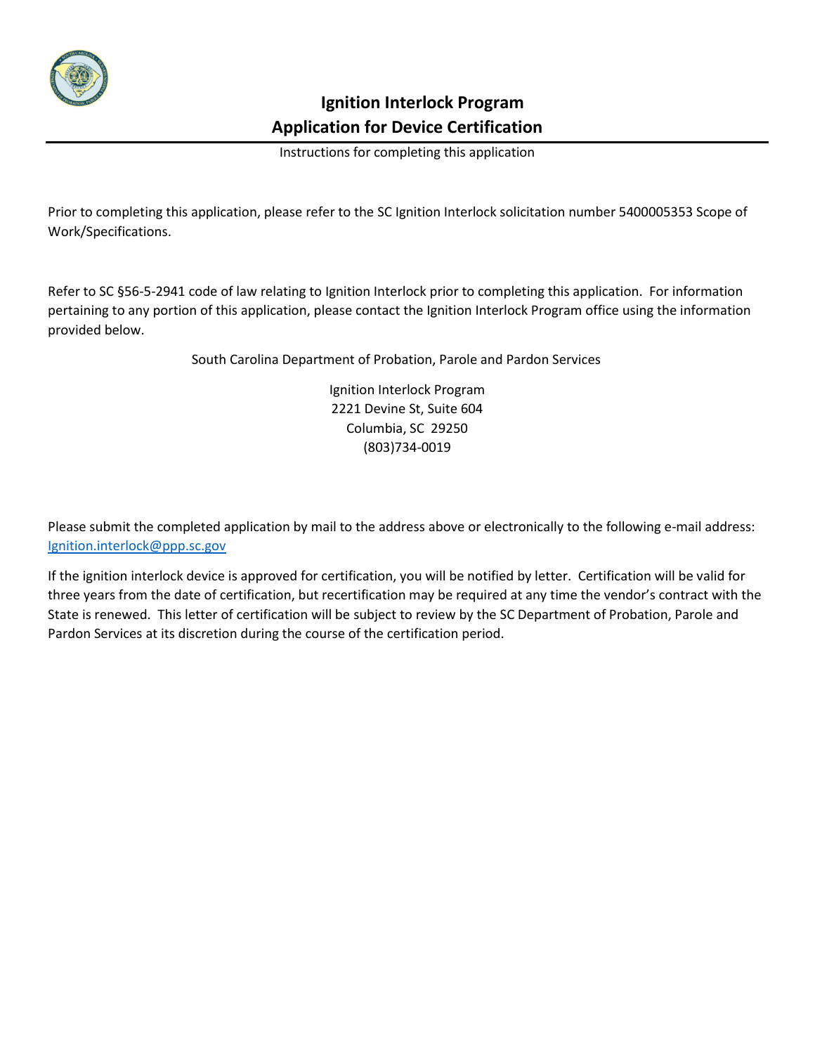# Ignition Interlock Program

## Application for Device Certification

Instructions for completing this application

Prior to completing this application, please refer to the SC Ignition Interlock solicitation number 5400005353 Scope of Work/Specifications.

Refer to SC §56-5-2941 code of law relating to Ignition Interlock prior to completing this application. For information pertaining to any portion of this application, please contact the Ignition Interlock Program office using the information provided below.

South Carolina Department of Probation, Parole and Pardon Services

Ignition Interlock Program
2221 Devine St, Suite 604
Columbia, SC 29250
(803)734-0019

Please submit the completed application by mail to the address above or electronically to the following e-mail address: Ignition.interlock@ppp.sc.gov

If the ignition interlock device is approved for certification, you will be notified by letter. Certification will be valid for three years from the date of certification, but recertification may be required at any time the vendor's contract with the State is renewed. This letter of certification will be subject to review by the SC Department of Probation, Parole and Pardon Services at its discretion during the course of the certification period.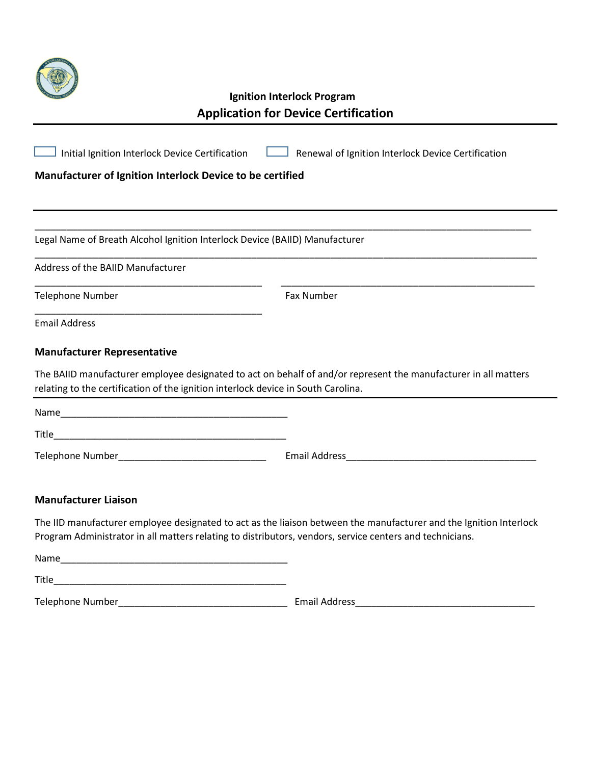## Ignition Interlock Program

# Application for Device Certification

☐ Initial Ignition Interlock Device Certification ☐ Renewal of Ignition Interlock Device Certification

**Manufacturer of Ignition Interlock Device to be certified**

---

____________________________________________________________________________________________

Legal Name of Breath Alcohol Ignition Interlock Device (BAIID) Manufacturer

____________________________________________________________________________________________

Address of the BAIID Manufacturer

__________________________________________ ______________________________________________

Telephone Number Fax Number

__________________________________________

Email Address

**Manufacturer Representative**

The BAIID manufacturer employee designated to act on behalf of and/or represent the manufacturer in all matters relating to the certification of the ignition interlock device in South Carolina.

---

Name__________________________________________

Title___________________________________________

Telephone Number____________________________ Email Address____________________________________

**Manufacturer Liaison**

The IID manufacturer employee designated to act as the liaison between the manufacturer and the Ignition Interlock Program Administrator in all matters relating to distributors, vendors, service centers and technicians.

Name__________________________________________

Title___________________________________________

Telephone Number________________________________ Email Address_________________________________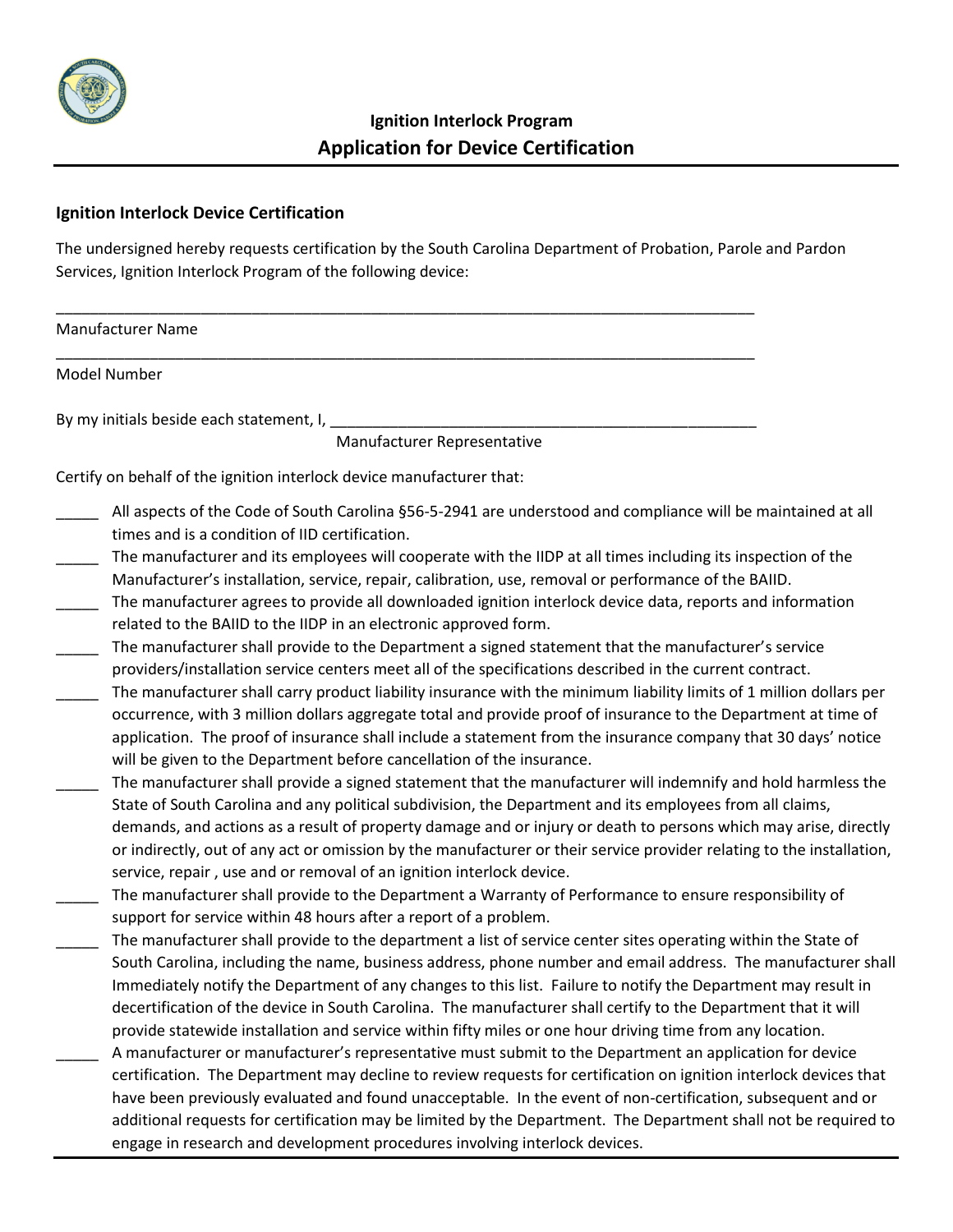**Ignition Interlock Program**

## Application for Device Certification

### Ignition Interlock Device Certification

The undersigned hereby requests certification by the South Carolina Department of Probation, Parole and Pardon Services, Ignition Interlock Program of the following device:

\_\_\_\_\_\_\_\_\_\_\_\_\_\_\_\_\_\_\_\_\_\_\_\_\_\_\_\_\_\_\_\_\_\_\_\_\_\_\_\_\_\_\_\_\_\_\_\_\_\_\_\_\_\_\_\_\_\_\_\_\_\_\_\_\_\_\_\_\_\_\_\_\_\_\_\_\_\_

Manufacturer Name

\_\_\_\_\_\_\_\_\_\_\_\_\_\_\_\_\_\_\_\_\_\_\_\_\_\_\_\_\_\_\_\_\_\_\_\_\_\_\_\_\_\_\_\_\_\_\_\_\_\_\_\_\_\_\_\_\_\_\_\_\_\_\_\_\_\_\_\_\_\_\_\_\_\_\_\_\_\_

Model Number

By my initials beside each statement, I, \_\_\_\_\_\_\_\_\_\_\_\_\_\_\_\_\_\_\_\_\_\_\_\_\_\_\_\_\_\_\_\_\_\_\_\_\_\_\_\_\_\_\_\_\_\_\_\_

Manufacturer Representative

Certify on behalf of the ignition interlock device manufacturer that:

\_\_\_\_\_ All aspects of the Code of South Carolina §56-5-2941 are understood and compliance will be maintained at all times and is a condition of IID certification.

\_\_\_\_\_ The manufacturer and its employees will cooperate with the IIDP at all times including its inspection of the Manufacturer's installation, service, repair, calibration, use, removal or performance of the BAIID.

\_\_\_\_\_ The manufacturer agrees to provide all downloaded ignition interlock device data, reports and information related to the BAIID to the IIDP in an electronic approved form.

\_\_\_\_\_ The manufacturer shall provide to the Department a signed statement that the manufacturer's service providers/installation service centers meet all of the specifications described in the current contract.

\_\_\_\_\_ The manufacturer shall carry product liability insurance with the minimum liability limits of 1 million dollars per occurrence, with 3 million dollars aggregate total and provide proof of insurance to the Department at time of application. The proof of insurance shall include a statement from the insurance company that 30 days' notice will be given to the Department before cancellation of the insurance.

\_\_\_\_\_ The manufacturer shall provide a signed statement that the manufacturer will indemnify and hold harmless the State of South Carolina and any political subdivision, the Department and its employees from all claims, demands, and actions as a result of property damage and or injury or death to persons which may arise, directly or indirectly, out of any act or omission by the manufacturer or their service provider relating to the installation, service, repair , use and or removal of an ignition interlock device.

\_\_\_\_\_ The manufacturer shall provide to the Department a Warranty of Performance to ensure responsibility of support for service within 48 hours after a report of a problem.

\_\_\_\_\_ The manufacturer shall provide to the department a list of service center sites operating within the State of South Carolina, including the name, business address, phone number and email address. The manufacturer shall Immediately notify the Department of any changes to this list. Failure to notify the Department may result in decertification of the device in South Carolina. The manufacturer shall certify to the Department that it will provide statewide installation and service within fifty miles or one hour driving time from any location.

\_\_\_\_\_ A manufacturer or manufacturer's representative must submit to the Department an application for device certification. The Department may decline to review requests for certification on ignition interlock devices that have been previously evaluated and found unacceptable. In the event of non-certification, subsequent and or additional requests for certification may be limited by the Department. The Department shall not be required to engage in research and development procedures involving interlock devices.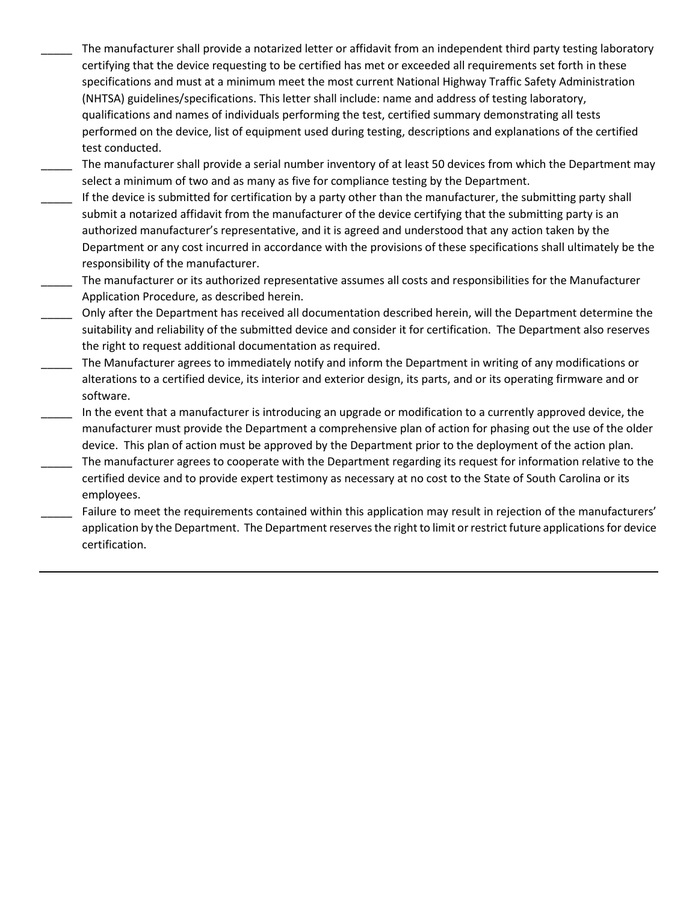_____ The manufacturer shall provide a notarized letter or affidavit from an independent third party testing laboratory certifying that the device requesting to be certified has met or exceeded all requirements set forth in these specifications and must at a minimum meet the most current National Highway Traffic Safety Administration (NHTSA) guidelines/specifications. This letter shall include: name and address of testing laboratory, qualifications and names of individuals performing the test, certified summary demonstrating all tests performed on the device, list of equipment used during testing, descriptions and explanations of the certified test conducted.

_____ The manufacturer shall provide a serial number inventory of at least 50 devices from which the Department may select a minimum of two and as many as five for compliance testing by the Department.

_____ If the device is submitted for certification by a party other than the manufacturer, the submitting party shall submit a notarized affidavit from the manufacturer of the device certifying that the submitting party is an authorized manufacturer's representative, and it is agreed and understood that any action taken by the Department or any cost incurred in accordance with the provisions of these specifications shall ultimately be the responsibility of the manufacturer.

_____ The manufacturer or its authorized representative assumes all costs and responsibilities for the Manufacturer Application Procedure, as described herein.

_____ Only after the Department has received all documentation described herein, will the Department determine the suitability and reliability of the submitted device and consider it for certification. The Department also reserves the right to request additional documentation as required.

_____ The Manufacturer agrees to immediately notify and inform the Department in writing of any modifications or alterations to a certified device, its interior and exterior design, its parts, and or its operating firmware and or software.

_____ In the event that a manufacturer is introducing an upgrade or modification to a currently approved device, the manufacturer must provide the Department a comprehensive plan of action for phasing out the use of the older device. This plan of action must be approved by the Department prior to the deployment of the action plan.

_____ The manufacturer agrees to cooperate with the Department regarding its request for information relative to the certified device and to provide expert testimony as necessary at no cost to the State of South Carolina or its employees.

_____ Failure to meet the requirements contained within this application may result in rejection of the manufacturers' application by the Department. The Department reserves the right to limit or restrict future applications for device certification.

---